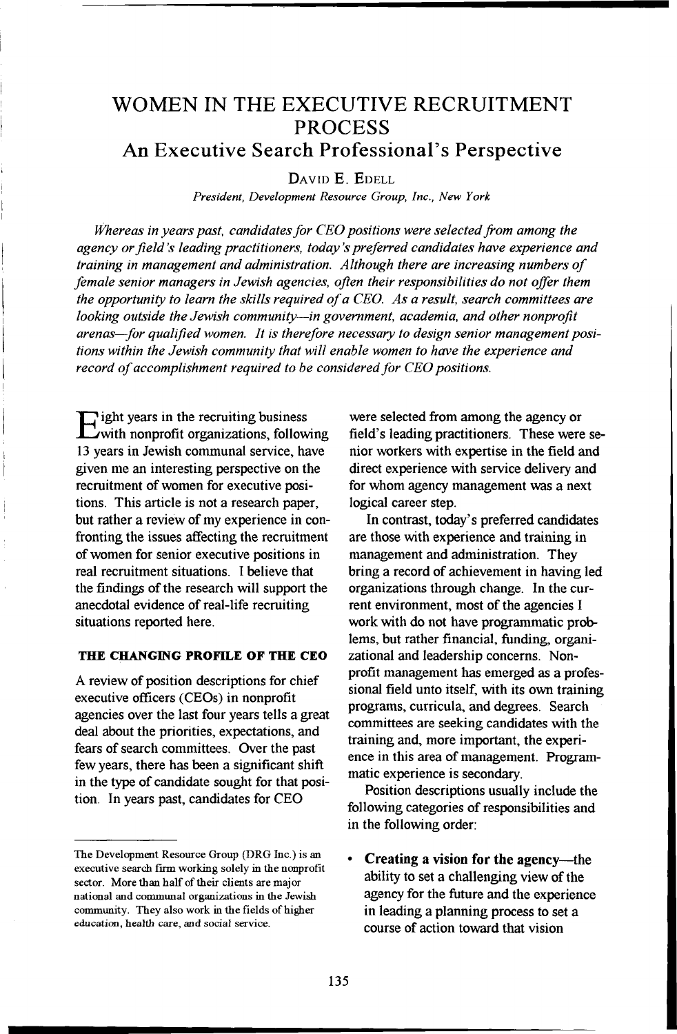# WOMEN IN THE EXECUTIVE RECRUITMENT PROCESS

## An Executive Search Professional's Perspective

DAVID E. EDELL

*President, Development Resource Group, Inc., New York*

*Whereas in years past, candidates for CEO positions were selected from among the agency or field's leading practitioners, today's preferred candidates have experience and training in management and administration. Although there are increasing numbers of female senior managers in Jewish agencies, often their responsibilities do not offer them the opportunity to learn the skills required of a CEO. As a result, search committees are looking outside the Jewish community—in government, academia, and other nonprofit arenas—for qualified women. It is therefore necessary to design senior management positions within the Jewish community that will enable women to have the experience and record of accomplishment required to be considered for CEO positions.*

Eight years in the recruiting business with nonprofit organizations, following 13 years in Jewish communal service, have given me an interesting perspective on the recruitment of women for executive positions. This article is not a research paper, but rather a review of my experience in confronting the issues affecting the recruitment of women for senior executive positions in real recruitment situations. I believe that the findings of the research will support the anecdotal evidence of real-life recruiting situations reported here.

### THE CHANGING PROFILE OF THE CEO

A review of position descriptions for chief executive officers (CEOs) in nonprofit agencies over the last four years tells a great deal about the priorities, expectations, and fears of search committees. Over the past few years, there has been a significant shift in the type of candidate sought for that position. In years past, candidates for CEO were selected from among the agency or field's leading practitioners. These were senior workers with expertise in the field and direct experience with service delivery and for whom agency management was a next logical career step.

In contrast, today's preferred candidates are those with experience and training in management and administration. They bring a record of achievement in having led organizations through change. In the current environment, most of the agencies I work with do not have programmatic problems, but rather financial, funding, organizational and leadership concerns. Nonprofit management has emerged as a professional field unto itself, with its own training programs, curricula, and degrees. Search committees are seeking candidates with the training and, more important, the experience in this area of management. Programmatic experience is secondary.

Position descriptions usually include the following categories of responsibilities and in the following order:

- **Creating a vision for the agency**—the ability to set a challenging view of the agency for the future and the experience in leading a planning process to set a course of action toward that vision

---

The Development Resource Group (DRG Inc.) is an executive search firm working solely in the nonprofit sector. More than half of their clients are major national and communal organizations in the Jewish community. They also work in the fields of higher education, health care, and social service.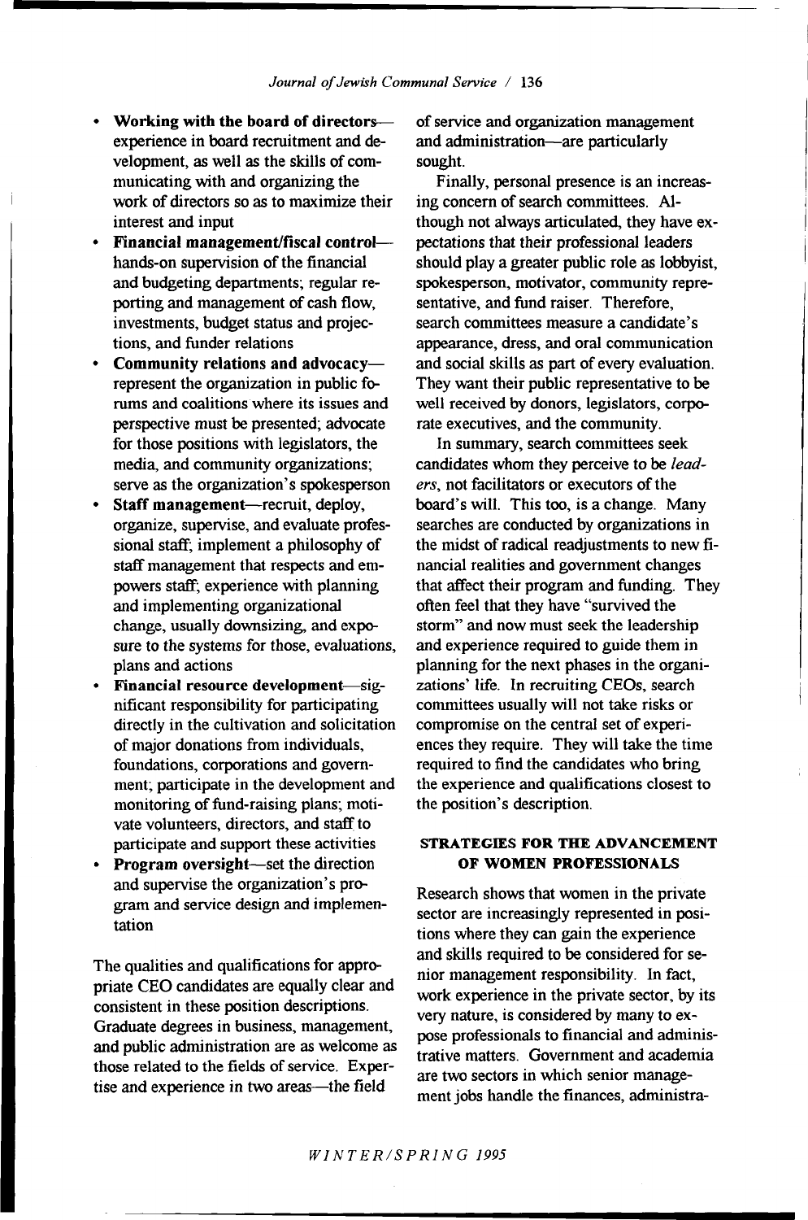- **Working with the board of directors**—experience in board recruitment and development, as well as the skills of communicating with and organizing the work of directors so as to maximize their interest and input
- **Financial management/fiscal control**—hands-on supervision of the financial and budgeting departments; regular reporting and management of cash flow, investments, budget status and projections, and funder relations
- **Community relations and advocacy**—represent the organization in public forums and coalitions where its issues and perspective must be presented; advocate for those positions with legislators, the media, and community organizations; serve as the organization's spokesperson
- **Staff management**—recruit, deploy, organize, supervise, and evaluate professional staff; implement a philosophy of staff management that respects and empowers staff; experience with planning and implementing organizational change, usually downsizing, and exposure to the systems for those, evaluations, plans and actions
- **Financial resource development**—significant responsibility for participating directly in the cultivation and solicitation of major donations from individuals, foundations, corporations and government; participate in the development and monitoring of fund-raising plans; motivate volunteers, directors, and staff to participate and support these activities
- **Program oversight**—set the direction and supervise the organization's program and service design and implementation

The qualities and qualifications for appropriate CEO candidates are equally clear and consistent in these position descriptions. Graduate degrees in business, management, and public administration are as welcome as those related to the fields of service. Expertise and experience in two areas—the field of service and organization management and administration—are particularly sought.

Finally, personal presence is an increasing concern of search committees. Although not always articulated, they have expectations that their professional leaders should play a greater public role as lobbyist, spokesperson, motivator, community representative, and fund raiser. Therefore, search committees measure a candidate's appearance, dress, and oral communication and social skills as part of every evaluation. They want their public representative to be well received by donors, legislators, corporate executives, and the community.

In summary, search committees seek candidates whom they perceive to be *leaders*, not facilitators or executors of the board's will. This too, is a change. Many searches are conducted by organizations in the midst of radical readjustments to new financial realities and government changes that affect their program and funding. They often feel that they have "survived the storm" and now must seek the leadership and experience required to guide them in planning for the next phases in the organizations' life. In recruiting CEOs, search committees usually will not take risks or compromise on the central set of experiences they require. They will take the time required to find the candidates who bring the experience and qualifications closest to the position's description.

## STRATEGIES FOR THE ADVANCEMENT OF WOMEN PROFESSIONALS

Research shows that women in the private sector are increasingly represented in positions where they can gain the experience and skills required to be considered for senior management responsibility. In fact, work experience in the private sector, by its very nature, is considered by many to expose professionals to financial and administrative matters. Government and academia are two sectors in which senior management jobs handle the finances, administra-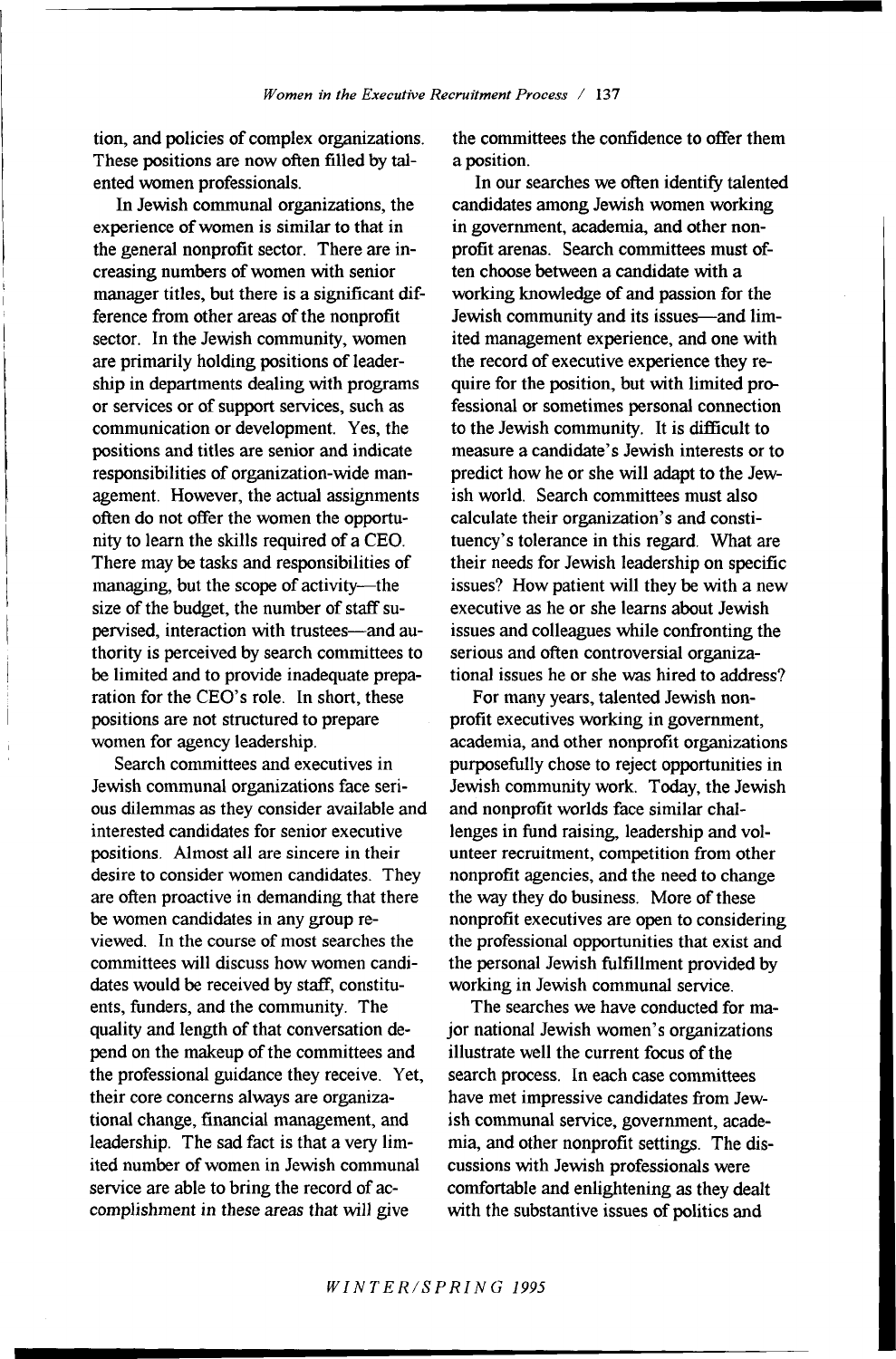tion, and policies of complex organizations. These positions are now often filled by talented women professionals.

In Jewish communal organizations, the experience of women is similar to that in the general nonprofit sector. There are increasing numbers of women with senior manager titles, but there is a significant difference from other areas of the nonprofit sector. In the Jewish community, women are primarily holding positions of leadership in departments dealing with programs or services or of support services, such as communication or development. Yes, the positions and titles are senior and indicate responsibilities of organization-wide management. However, the actual assignments often do not offer the women the opportunity to learn the skills required of a CEO. There may be tasks and responsibilities of managing, but the scope of activity—the size of the budget, the number of staff supervised, interaction with trustees—and authority is perceived by search committees to be limited and to provide inadequate preparation for the CEO's role. In short, these positions are not structured to prepare women for agency leadership.

Search committees and executives in Jewish communal organizations face serious dilemmas as they consider available and interested candidates for senior executive positions. Almost all are sincere in their desire to consider women candidates. They are often proactive in demanding that there be women candidates in any group reviewed. In the course of most searches the committees will discuss how women candidates would be received by staff, constituents, funders, and the community. The quality and length of that conversation depend on the makeup of the committees and the professional guidance they receive. Yet, their core concerns always are organizational change, financial management, and leadership. The sad fact is that a very limited number of women in Jewish communal service are able to bring the record of accomplishment in these areas that will give the committees the confidence to offer them a position.

In our searches we often identify talented candidates among Jewish women working in government, academia, and other nonprofit arenas. Search committees must often choose between a candidate with a working knowledge of and passion for the Jewish community and its issues—and limited management experience, and one with the record of executive experience they require for the position, but with limited professional or sometimes personal connection to the Jewish community. It is difficult to measure a candidate's Jewish interests or to predict how he or she will adapt to the Jewish world. Search committees must also calculate their organization's and constituency's tolerance in this regard. What are their needs for Jewish leadership on specific issues? How patient will they be with a new executive as he or she learns about Jewish issues and colleagues while confronting the serious and often controversial organizational issues he or she was hired to address?

For many years, talented Jewish nonprofit executives working in government, academia, and other nonprofit organizations purposefully chose to reject opportunities in Jewish community work. Today, the Jewish and nonprofit worlds face similar challenges in fund raising, leadership and volunteer recruitment, competition from other nonprofit agencies, and the need to change the way they do business. More of these nonprofit executives are open to considering the professional opportunities that exist and the personal Jewish fulfillment provided by working in Jewish communal service.

The searches we have conducted for major national Jewish women's organizations illustrate well the current focus of the search process. In each case committees have met impressive candidates from Jewish communal service, government, academia, and other nonprofit settings. The discussions with Jewish professionals were comfortable and enlightening as they dealt with the substantive issues of politics and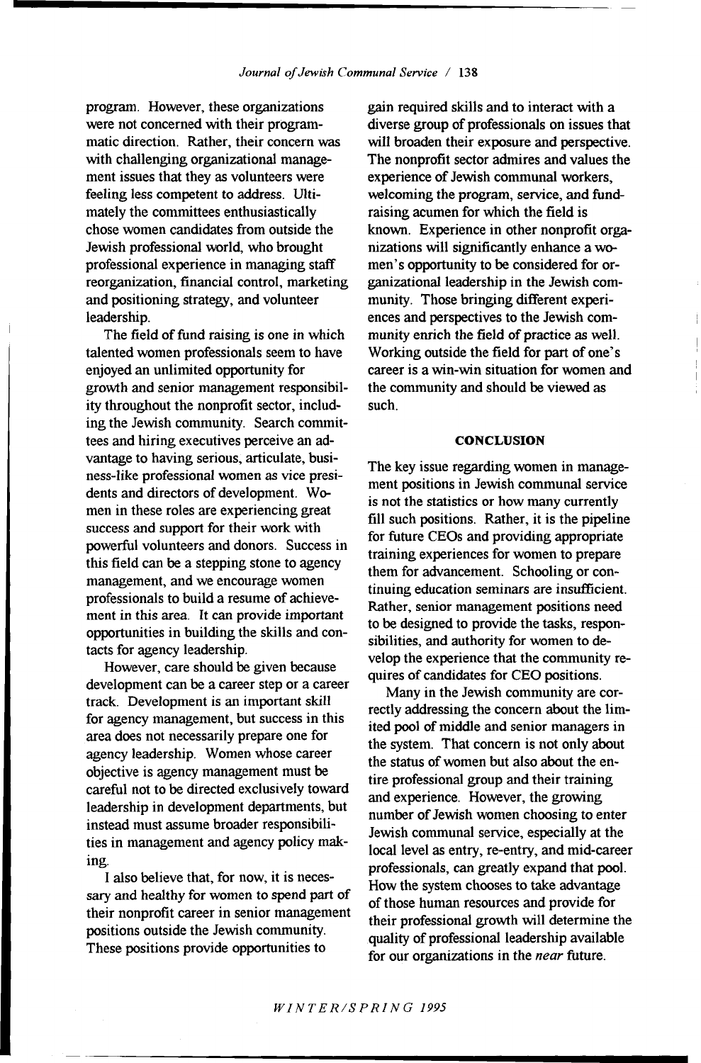program. However, these organizations were not concerned with their programmatic direction. Rather, their concern was with challenging organizational management issues that they as volunteers were feeling less competent to address. Ultimately the committees enthusiastically chose women candidates from outside the Jewish professional world, who brought professional experience in managing staff reorganization, financial control, marketing and positioning strategy, and volunteer leadership.

The field of fund raising is one in which talented women professionals seem to have enjoyed an unlimited opportunity for growth and senior management responsibility throughout the nonprofit sector, including the Jewish community. Search committees and hiring executives perceive an advantage to having serious, articulate, business-like professional women as vice presidents and directors of development. Women in these roles are experiencing great success and support for their work with powerful volunteers and donors. Success in this field can be a stepping stone to agency management, and we encourage women professionals to build a resume of achievement in this area. It can provide important opportunities in building the skills and contacts for agency leadership.

However, care should be given because development can be a career step or a career track. Development is an important skill for agency management, but success in this area does not necessarily prepare one for agency leadership. Women whose career objective is agency management must be careful not to be directed exclusively toward leadership in development departments, but instead must assume broader responsibilities in management and agency policy making.

I also believe that, for now, it is necessary and healthy for women to spend part of their nonprofit career in senior management positions outside the Jewish community. These positions provide opportunities to gain required skills and to interact with a diverse group of professionals on issues that will broaden their exposure and perspective. The nonprofit sector admires and values the experience of Jewish communal workers, welcoming the program, service, and fundraising acumen for which the field is known. Experience in other nonprofit organizations will significantly enhance a women's opportunity to be considered for organizational leadership in the Jewish community. Those bringing different experiences and perspectives to the Jewish community enrich the field of practice as well. Working outside the field for part of one's career is a win-win situation for women and the community and should be viewed as such.

## CONCLUSION

The key issue regarding women in management positions in Jewish communal service is not the statistics or how many currently fill such positions. Rather, it is the pipeline for future CEOs and providing appropriate training experiences for women to prepare them for advancement. Schooling or continuing education seminars are insufficient. Rather, senior management positions need to be designed to provide the tasks, responsibilities, and authority for women to develop the experience that the community requires of candidates for CEO positions.

Many in the Jewish community are correctly addressing the concern about the limited pool of middle and senior managers in the system. That concern is not only about the status of women but also about the entire professional group and their training and experience. However, the growing number of Jewish women choosing to enter Jewish communal service, especially at the local level as entry, re-entry, and mid-career professionals, can greatly expand that pool. How the system chooses to take advantage of those human resources and provide for their professional growth will determine the quality of professional leadership available for our organizations in the *near* future.